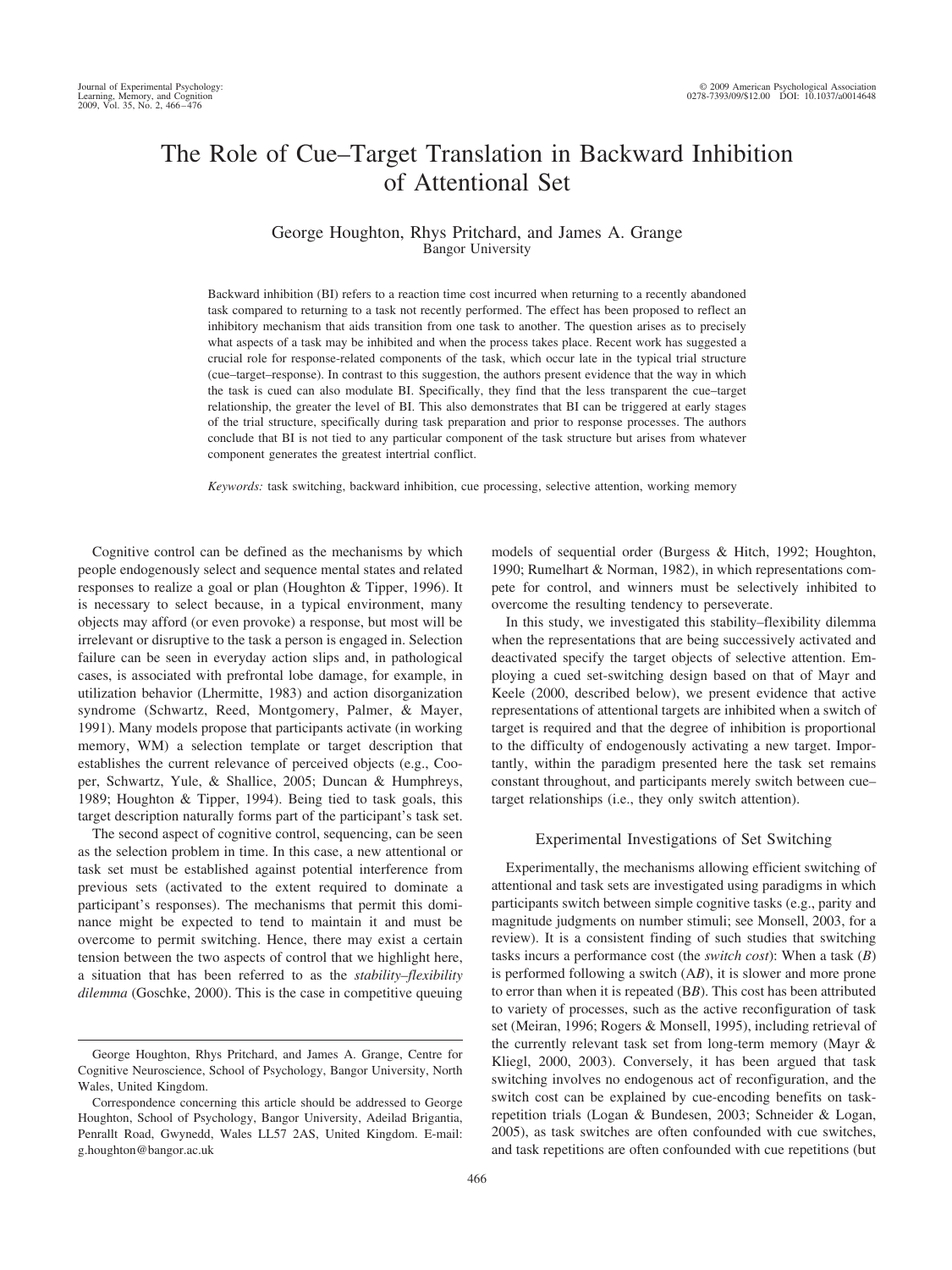# The Role of Cue–Target Translation in Backward Inhibition of Attentional Set

George Houghton, Rhys Pritchard, and James A. Grange
Bangor University

Backward inhibition (BI) refers to a reaction time cost incurred when returning to a recently abandoned task compared to returning to a task not recently performed. The effect has been proposed to reflect an inhibitory mechanism that aids transition from one task to another. The question arises as to precisely what aspects of a task may be inhibited and when the process takes place. Recent work has suggested a crucial role for response-related components of the task, which occur late in the typical trial structure (cue–target–response). In contrast to this suggestion, the authors present evidence that the way in which the task is cued can also modulate BI. Specifically, they find that the less transparent the cue–target relationship, the greater the level of BI. This also demonstrates that BI can be triggered at early stages of the trial structure, specifically during task preparation and prior to response processes. The authors conclude that BI is not tied to any particular component of the task structure but arises from whatever component generates the greatest intertrial conflict.

*Keywords:* task switching, backward inhibition, cue processing, selective attention, working memory

Cognitive control can be defined as the mechanisms by which people endogenously select and sequence mental states and related responses to realize a goal or plan (Houghton & Tipper, 1996). It is necessary to select because, in a typical environment, many objects may afford (or even provoke) a response, but most will be irrelevant or disruptive to the task a person is engaged in. Selection failure can be seen in everyday action slips and, in pathological cases, is associated with prefrontal lobe damage, for example, in utilization behavior (Lhermitte, 1983) and action disorganization syndrome (Schwartz, Reed, Montgomery, Palmer, & Mayer, 1991). Many models propose that participants activate (in working memory, WM) a selection template or target description that establishes the current relevance of perceived objects (e.g., Cooper, Schwartz, Yule, & Shallice, 2005; Duncan & Humphreys, 1989; Houghton & Tipper, 1994). Being tied to task goals, this target description naturally forms part of the participant's task set.

The second aspect of cognitive control, sequencing, can be seen as the selection problem in time. In this case, a new attentional or task set must be established against potential interference from previous sets (activated to the extent required to dominate a participant's responses). The mechanisms that permit this dominance might be expected to tend to maintain it and must be overcome to permit switching. Hence, there may exist a certain tension between the two aspects of control that we highlight here, a situation that has been referred to as the *stability–flexibility dilemma* (Goschke, 2000). This is the case in competitive queuing models of sequential order (Burgess & Hitch, 1992; Houghton, 1990; Rumelhart & Norman, 1982), in which representations compete for control, and winners must be selectively inhibited to overcome the resulting tendency to perseverate.

In this study, we investigated this stability–flexibility dilemma when the representations that are being successively activated and deactivated specify the target objects of selective attention. Employing a cued set-switching design based on that of Mayr and Keele (2000, described below), we present evidence that active representations of attentional targets are inhibited when a switch of target is required and that the degree of inhibition is proportional to the difficulty of endogenously activating a new target. Importantly, within the paradigm presented here the task set remains constant throughout, and participants merely switch between cue–target relationships (i.e., they only switch attention).

## Experimental Investigations of Set Switching

Experimentally, the mechanisms allowing efficient switching of attentional and task sets are investigated using paradigms in which participants switch between simple cognitive tasks (e.g., parity and magnitude judgments on number stimuli; see Monsell, 2003, for a review). It is a consistent finding of such studies that switching tasks incurs a performance cost (the *switch cost*): When a task (*B*) is performed following a switch (A*B*), it is slower and more prone to error than when it is repeated (B*B*). This cost has been attributed to variety of processes, such as the active reconfiguration of task set (Meiran, 1996; Rogers & Monsell, 1995), including retrieval of the currently relevant task set from long-term memory (Mayr & Kliegl, 2000, 2003). Conversely, it has been argued that task switching involves no endogenous act of reconfiguration, and the switch cost can be explained by cue-encoding benefits on task-repetition trials (Logan & Bundesen, 2003; Schneider & Logan, 2005), as task switches are often confounded with cue switches, and task repetitions are often confounded with cue repetitions (but

---

George Houghton, Rhys Pritchard, and James A. Grange, Centre for Cognitive Neuroscience, School of Psychology, Bangor University, North Wales, United Kingdom.

Correspondence concerning this article should be addressed to George Houghton, School of Psychology, Bangor University, Adeilad Brigantia, Penrallt Road, Gwynedd, Wales LL57 2AS, United Kingdom. E-mail: g.houghton@bangor.ac.uk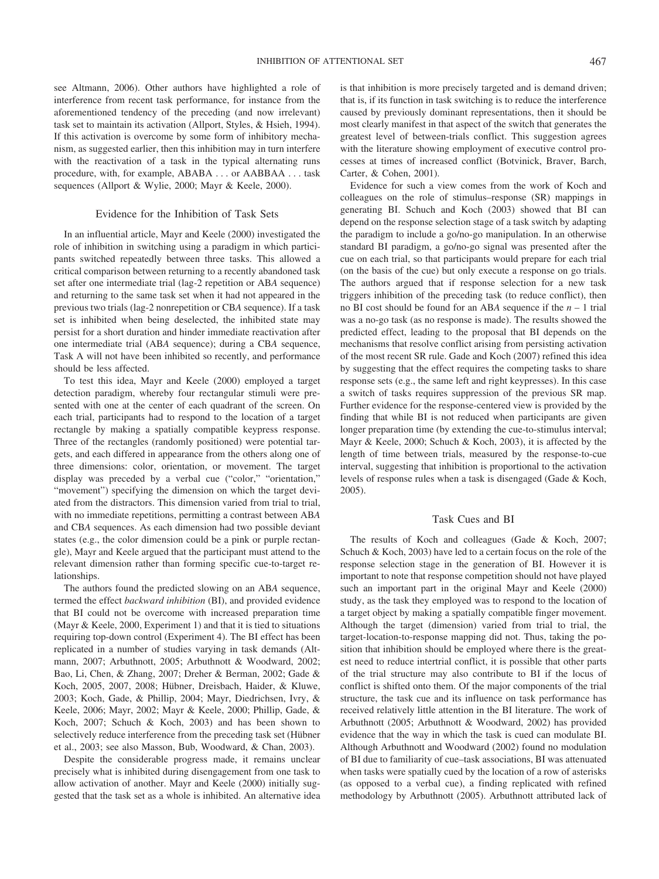see Altmann, 2006). Other authors have highlighted a role of interference from recent task performance, for instance from the aforementioned tendency of the preceding (and now irrelevant) task set to maintain its activation (Allport, Styles, & Hsieh, 1994). If this activation is overcome by some form of inhibitory mechanism, as suggested earlier, then this inhibition may in turn interfere with the reactivation of a task in the typical alternating runs procedure, with, for example, ABABA . . . or AABBAA . . . task sequences (Allport & Wylie, 2000; Mayr & Keele, 2000).

## Evidence for the Inhibition of Task Sets

In an influential article, Mayr and Keele (2000) investigated the role of inhibition in switching using a paradigm in which participants switched repeatedly between three tasks. This allowed a critical comparison between returning to a recently abandoned task set after one intermediate trial (lag-2 repetition or AB*A* sequence) and returning to the same task set when it had not appeared in the previous two trials (lag-2 nonrepetition or CB*A* sequence). If a task set is inhibited when being deselected, the inhibited state may persist for a short duration and hinder immediate reactivation after one intermediate trial (AB*A* sequence); during a CB*A* sequence, Task A will not have been inhibited so recently, and performance should be less affected.

To test this idea, Mayr and Keele (2000) employed a target detection paradigm, whereby four rectangular stimuli were presented with one at the center of each quadrant of the screen. On each trial, participants had to respond to the location of a target rectangle by making a spatially compatible keypress response. Three of the rectangles (randomly positioned) were potential targets, and each differed in appearance from the others along one of three dimensions: color, orientation, or movement. The target display was preceded by a verbal cue ("color," "orientation," "movement") specifying the dimension on which the target deviated from the distractors. This dimension varied from trial to trial, with no immediate repetitions, permitting a contrast between AB*A* and CB*A* sequences. As each dimension had two possible deviant states (e.g., the color dimension could be a pink or purple rectangle), Mayr and Keele argued that the participant must attend to the relevant dimension rather than forming specific cue-to-target relationships.

The authors found the predicted slowing on an AB*A* sequence, termed the effect *backward inhibition* (BI), and provided evidence that BI could not be overcome with increased preparation time (Mayr & Keele, 2000, Experiment 1) and that it is tied to situations requiring top-down control (Experiment 4). The BI effect has been replicated in a number of studies varying in task demands (Altmann, 2007; Arbuthnott, 2005; Arbuthnott & Woodward, 2002; Bao, Li, Chen, & Zhang, 2007; Dreher & Berman, 2002; Gade & Koch, 2005, 2007, 2008; Hübner, Dreisbach, Haider, & Kluwe, 2003; Koch, Gade, & Phillip, 2004; Mayr, Diedrichsen, Ivry, & Keele, 2006; Mayr, 2002; Mayr & Keele, 2000; Phillip, Gade, & Koch, 2007; Schuch & Koch, 2003) and has been shown to selectively reduce interference from the preceding task set (Hübner et al., 2003; see also Masson, Bub, Woodward, & Chan, 2003).

Despite the considerable progress made, it remains unclear precisely what is inhibited during disengagement from one task to allow activation of another. Mayr and Keele (2000) initially suggested that the task set as a whole is inhibited. An alternative idea is that inhibition is more precisely targeted and is demand driven; that is, if its function in task switching is to reduce the interference caused by previously dominant representations, then it should be most clearly manifest in that aspect of the switch that generates the greatest level of between-trials conflict. This suggestion agrees with the literature showing employment of executive control processes at times of increased conflict (Botvinick, Braver, Barch, Carter, & Cohen, 2001).

Evidence for such a view comes from the work of Koch and colleagues on the role of stimulus–response (SR) mappings in generating BI. Schuch and Koch (2003) showed that BI can depend on the response selection stage of a task switch by adapting the paradigm to include a go/no-go manipulation. In an otherwise standard BI paradigm, a go/no-go signal was presented after the cue on each trial, so that participants would prepare for each trial (on the basis of the cue) but only execute a response on go trials. The authors argued that if response selection for a new task triggers inhibition of the preceding task (to reduce conflict), then no BI cost should be found for an AB*A* sequence if the $n - 1$ trial was a no-go task (as no response is made). The results showed the predicted effect, leading to the proposal that BI depends on the mechanisms that resolve conflict arising from persisting activation of the most recent SR rule. Gade and Koch (2007) refined this idea by suggesting that the effect requires the competing tasks to share response sets (e.g., the same left and right keypresses). In this case a switch of tasks requires suppression of the previous SR map. Further evidence for the response-centered view is provided by the finding that while BI is not reduced when participants are given longer preparation time (by extending the cue-to-stimulus interval; Mayr & Keele, 2000; Schuch & Koch, 2003), it is affected by the length of time between trials, measured by the response-to-cue interval, suggesting that inhibition is proportional to the activation levels of response rules when a task is disengaged (Gade & Koch, 2005).

## Task Cues and BI

The results of Koch and colleagues (Gade & Koch, 2007; Schuch & Koch, 2003) have led to a certain focus on the role of the response selection stage in the generation of BI. However it is important to note that response competition should not have played such an important part in the original Mayr and Keele (2000) study, as the task they employed was to respond to the location of a target object by making a spatially compatible finger movement. Although the target (dimension) varied from trial to trial, the target-location-to-response mapping did not. Thus, taking the position that inhibition should be employed where there is the greatest need to reduce intertrial conflict, it is possible that other parts of the trial structure may also contribute to BI if the locus of conflict is shifted onto them. Of the major components of the trial structure, the task cue and its influence on task performance has received relatively little attention in the BI literature. The work of Arbuthnott (2005; Arbuthnott & Woodward, 2002) has provided evidence that the way in which the task is cued can modulate BI. Although Arbuthnott and Woodward (2002) found no modulation of BI due to familiarity of cue–task associations, BI was attenuated when tasks were spatially cued by the location of a row of asterisks (as opposed to a verbal cue), a finding replicated with refined methodology by Arbuthnott (2005). Arbuthnott attributed lack of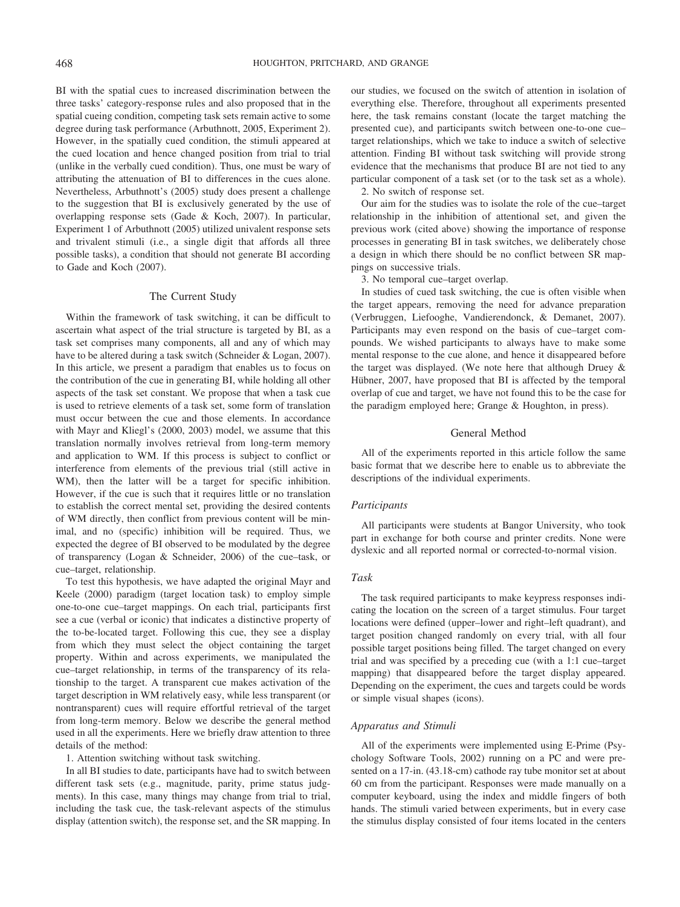BI with the spatial cues to increased discrimination between the three tasks' category-response rules and also proposed that in the spatial cueing condition, competing task sets remain active to some degree during task performance (Arbuthnott, 2005, Experiment 2). However, in the spatially cued condition, the stimuli appeared at the cued location and hence changed position from trial to trial (unlike in the verbally cued condition). Thus, one must be wary of attributing the attenuation of BI to differences in the cues alone. Nevertheless, Arbuthnott's (2005) study does present a challenge to the suggestion that BI is exclusively generated by the use of overlapping response sets (Gade & Koch, 2007). In particular, Experiment 1 of Arbuthnott (2005) utilized univalent response sets and trivalent stimuli (i.e., a single digit that affords all three possible tasks), a condition that should not generate BI according to Gade and Koch (2007).

## The Current Study

Within the framework of task switching, it can be difficult to ascertain what aspect of the trial structure is targeted by BI, as a task set comprises many components, all and any of which may have to be altered during a task switch (Schneider & Logan, 2007). In this article, we present a paradigm that enables us to focus on the contribution of the cue in generating BI, while holding all other aspects of the task set constant. We propose that when a task cue is used to retrieve elements of a task set, some form of translation must occur between the cue and those elements. In accordance with Mayr and Kliegl's (2000, 2003) model, we assume that this translation normally involves retrieval from long-term memory and application to WM. If this process is subject to conflict or interference from elements of the previous trial (still active in WM), then the latter will be a target for specific inhibition. However, if the cue is such that it requires little or no translation to establish the correct mental set, providing the desired contents of WM directly, then conflict from previous content will be minimal, and no (specific) inhibition will be required. Thus, we expected the degree of BI observed to be modulated by the degree of transparency (Logan & Schneider, 2006) of the cue–task, or cue–target, relationship.

To test this hypothesis, we have adapted the original Mayr and Keele (2000) paradigm (target location task) to employ simple one-to-one cue–target mappings. On each trial, participants first see a cue (verbal or iconic) that indicates a distinctive property of the to-be-located target. Following this cue, they see a display from which they must select the object containing the target property. Within and across experiments, we manipulated the cue–target relationship, in terms of the transparency of its relationship to the target. A transparent cue makes activation of the target description in WM relatively easy, while less transparent (or nontransparent) cues will require effortful retrieval of the target from long-term memory. Below we describe the general method used in all the experiments. Here we briefly draw attention to three details of the method:

1. Attention switching without task switching.

In all BI studies to date, participants have had to switch between different task sets (e.g., magnitude, parity, prime status judgments). In this case, many things may change from trial to trial, including the task cue, the task-relevant aspects of the stimulus display (attention switch), the response set, and the SR mapping. In our studies, we focused on the switch of attention in isolation of everything else. Therefore, throughout all experiments presented here, the task remains constant (locate the target matching the presented cue), and participants switch between one-to-one cue–target relationships, which we take to induce a switch of selective attention. Finding BI without task switching will provide strong evidence that the mechanisms that produce BI are not tied to any particular component of a task set (or to the task set as a whole).

2. No switch of response set.

Our aim for the studies was to isolate the role of the cue–target relationship in the inhibition of attentional set, and given the previous work (cited above) showing the importance of response processes in generating BI in task switches, we deliberately chose a design in which there should be no conflict between SR mappings on successive trials.

3. No temporal cue–target overlap.

In studies of cued task switching, the cue is often visible when the target appears, removing the need for advance preparation (Verbruggen, Liefooghe, Vandierendonck, & Demanet, 2007). Participants may even respond on the basis of cue–target compounds. We wished participants to always have to make some mental response to the cue alone, and hence it disappeared before the target was displayed. (We note here that although Druey & Hübner, 2007, have proposed that BI is affected by the temporal overlap of cue and target, we have not found this to be the case for the paradigm employed here; Grange & Houghton, in press).

## General Method

All of the experiments reported in this article follow the same basic format that we describe here to enable us to abbreviate the descriptions of the individual experiments.

### Participants

All participants were students at Bangor University, who took part in exchange for both course and printer credits. None were dyslexic and all reported normal or corrected-to-normal vision.

### Task

The task required participants to make keypress responses indicating the location on the screen of a target stimulus. Four target locations were defined (upper–lower and right–left quadrant), and target position changed randomly on every trial, with all four possible target positions being filled. The target changed on every trial and was specified by a preceding cue (with a 1:1 cue–target mapping) that disappeared before the target display appeared. Depending on the experiment, the cues and targets could be words or simple visual shapes (icons).

### Apparatus and Stimuli

All of the experiments were implemented using E-Prime (Psychology Software Tools, 2002) running on a PC and were presented on a 17-in. (43.18-cm) cathode ray tube monitor set at about 60 cm from the participant. Responses were made manually on a computer keyboard, using the index and middle fingers of both hands. The stimuli varied between experiments, but in every case the stimulus display consisted of four items located in the centers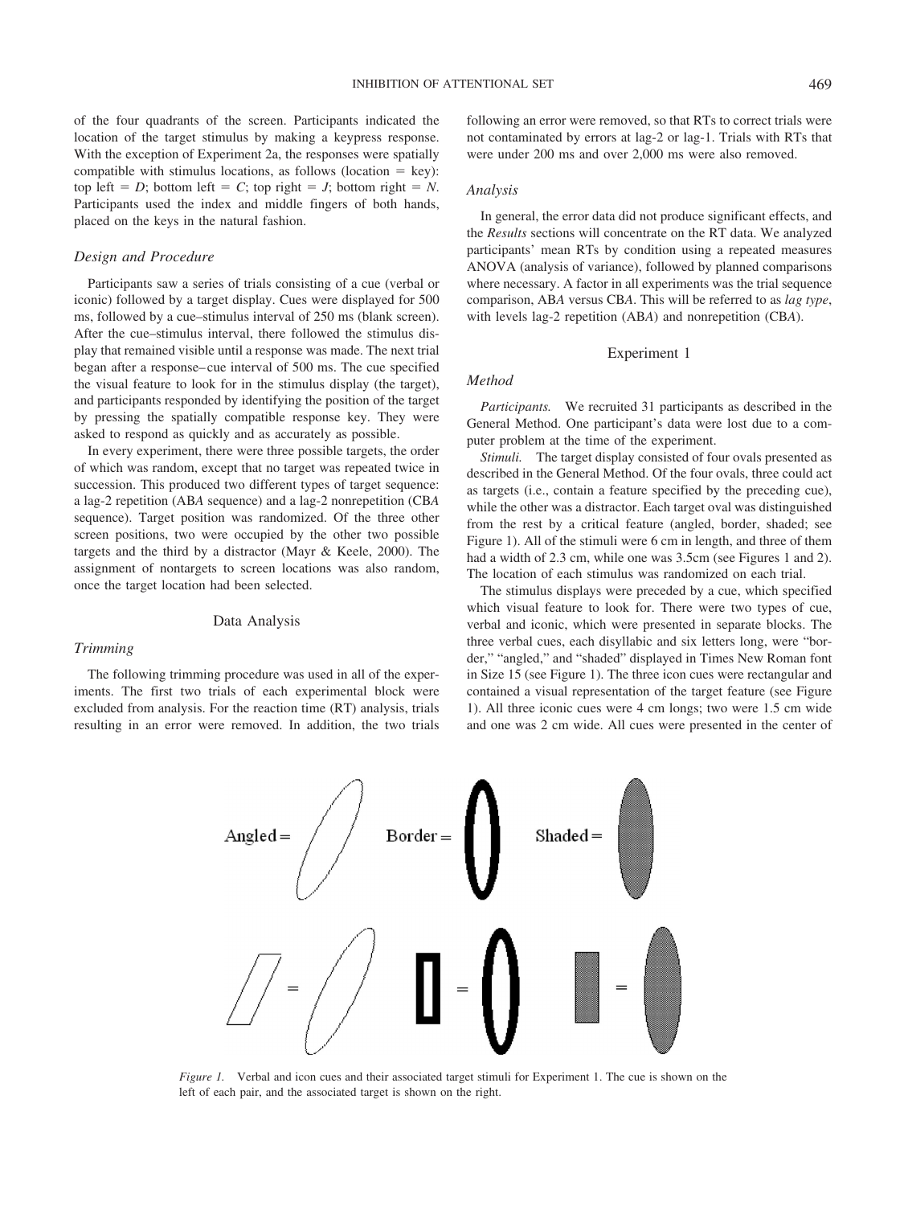of the four quadrants of the screen. Participants indicated the location of the target stimulus by making a keypress response. With the exception of Experiment 2a, the responses were spatially compatible with stimulus locations, as follows (location = key): top left = *D*; bottom left = *C*; top right = *J*; bottom right = *N*. Participants used the index and middle fingers of both hands, placed on the keys in the natural fashion.

### *Design and Procedure*

Participants saw a series of trials consisting of a cue (verbal or iconic) followed by a target display. Cues were displayed for 500 ms, followed by a cue–stimulus interval of 250 ms (blank screen). After the cue–stimulus interval, there followed the stimulus display that remained visible until a response was made. The next trial began after a response–cue interval of 500 ms. The cue specified the visual feature to look for in the stimulus display (the target), and participants responded by identifying the position of the target by pressing the spatially compatible response key. They were asked to respond as quickly and as accurately as possible.

In every experiment, there were three possible targets, the order of which was random, except that no target was repeated twice in succession. This produced two different types of target sequence: a lag-2 repetition (AB*A* sequence) and a lag-2 nonrepetition (CB*A* sequence). Target position was randomized. Of the three other screen positions, two were occupied by the other two possible targets and the third by a distractor (Mayr & Keele, 2000). The assignment of nontargets to screen locations was also random, once the target location had been selected.

## Data Analysis

### *Trimming*

The following trimming procedure was used in all of the experiments. The first two trials of each experimental block were excluded from analysis. For the reaction time (RT) analysis, trials resulting in an error were removed. In addition, the two trials following an error were removed, so that RTs to correct trials were not contaminated by errors at lag-2 or lag-1. Trials with RTs that were under 200 ms and over 2,000 ms were also removed.

### *Analysis*

In general, the error data did not produce significant effects, and the *Results* sections will concentrate on the RT data. We analyzed participants' mean RTs by condition using a repeated measures ANOVA (analysis of variance), followed by planned comparisons where necessary. A factor in all experiments was the trial sequence comparison, AB*A* versus CB*A*. This will be referred to as *lag type*, with levels lag-2 repetition (AB*A*) and nonrepetition (CB*A*).

## Experiment 1

### *Method*

*Participants.* We recruited 31 participants as described in the General Method. One participant's data were lost due to a computer problem at the time of the experiment.

*Stimuli.* The target display consisted of four ovals presented as described in the General Method. Of the four ovals, three could act as targets (i.e., contain a feature specified by the preceding cue), while the other was a distractor. Each target oval was distinguished from the rest by a critical feature (angled, border, shaded; see Figure 1). All of the stimuli were 6 cm in length, and three of them had a width of 2.3 cm, while one was 3.5cm (see Figures 1 and 2). The location of each stimulus was randomized on each trial.

The stimulus displays were preceded by a cue, which specified which visual feature to look for. There were two types of cue, verbal and iconic, which were presented in separate blocks. The three verbal cues, each disyllabic and six letters long, were "border," "angled," and "shaded" displayed in Times New Roman font in Size 15 (see Figure 1). The three icon cues were rectangular and contained a visual representation of the target feature (see Figure 1). All three iconic cues were 4 cm longs; two were 1.5 cm wide and one was 2 cm wide. All cues were presented in the center of

*Figure 1.* Verbal and icon cues and their associated target stimuli for Experiment 1. The cue is shown on the left of each pair, and the associated target is shown on the right.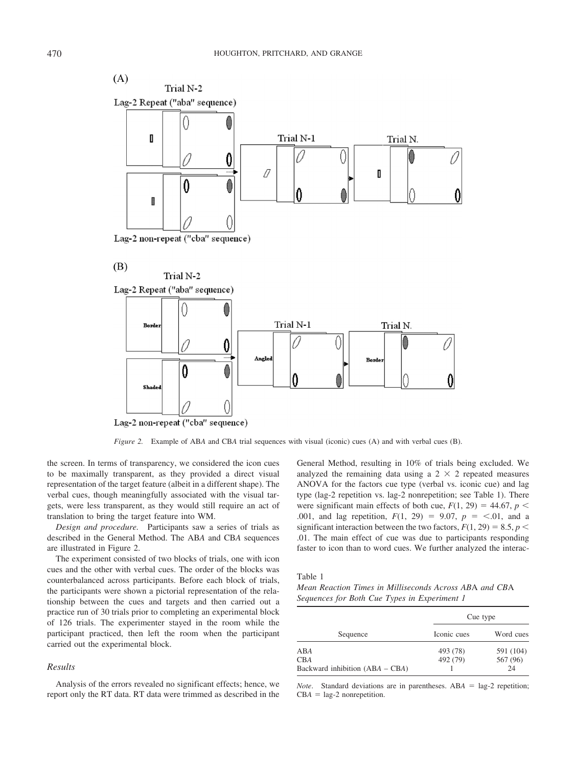*Figure 2.* Example of AB*A* and CB*A* trial sequences with visual (iconic) cues (A) and with verbal cues (B).

the screen. In terms of transparency, we considered the icon cues to be maximally transparent, as they provided a direct visual representation of the target feature (albeit in a different shape). The verbal cues, though meaningfully associated with the visual targets, were less transparent, as they would still require an act of translation to bring the target feature into WM.

*Design and procedure.* Participants saw a series of trials as described in the General Method. The AB*A* and CB*A* sequences are illustrated in Figure 2.

The experiment consisted of two blocks of trials, one with icon cues and the other with verbal cues. The order of the blocks was counterbalanced across participants. Before each block of trials, the participants were shown a pictorial representation of the relationship between the cues and targets and then carried out a practice run of 30 trials prior to completing an experimental block of 126 trials. The experimenter stayed in the room while the participant practiced, then left the room when the participant carried out the experimental block.

### Results

Analysis of the errors revealed no significant effects; hence, we report only the RT data. RT data were trimmed as described in the General Method, resulting in 10% of trials being excluded. We analyzed the remaining data using a $2 \times 2$ repeated measures ANOVA for the factors cue type (verbal vs. iconic cue) and lag type (lag-2 repetition vs. lag-2 nonrepetition; see Table 1). There were significant main effects of both cue, $F(1, 29) = 44.67$, $p < .001$, and lag repetition, $F(1, 29) = 9.07$, $p = <.01$, and a significant interaction between the two factors, $F(1, 29) = 8.5$, $p < .01$. The main effect of cue was due to participants responding faster to icon than to word cues. We further analyzed the interac-

Table 1
*Mean Reaction Times in Milliseconds Across ABA and CBA Sequences for Both Cue Types in Experiment 1*

| | Cue type | |
|---|---|---|
| Sequence | Iconic cues | Word cues |
| AB*A* | 493 (78) | 591 (104) |
| CB*A* | 492 (79) | 567 (96) |
| Backward inhibition (AB*A* – CB*A*) | 1 | 24 |

*Note.* Standard deviations are in parentheses. AB*A* = lag-2 repetition; CB*A* = lag-2 nonrepetition.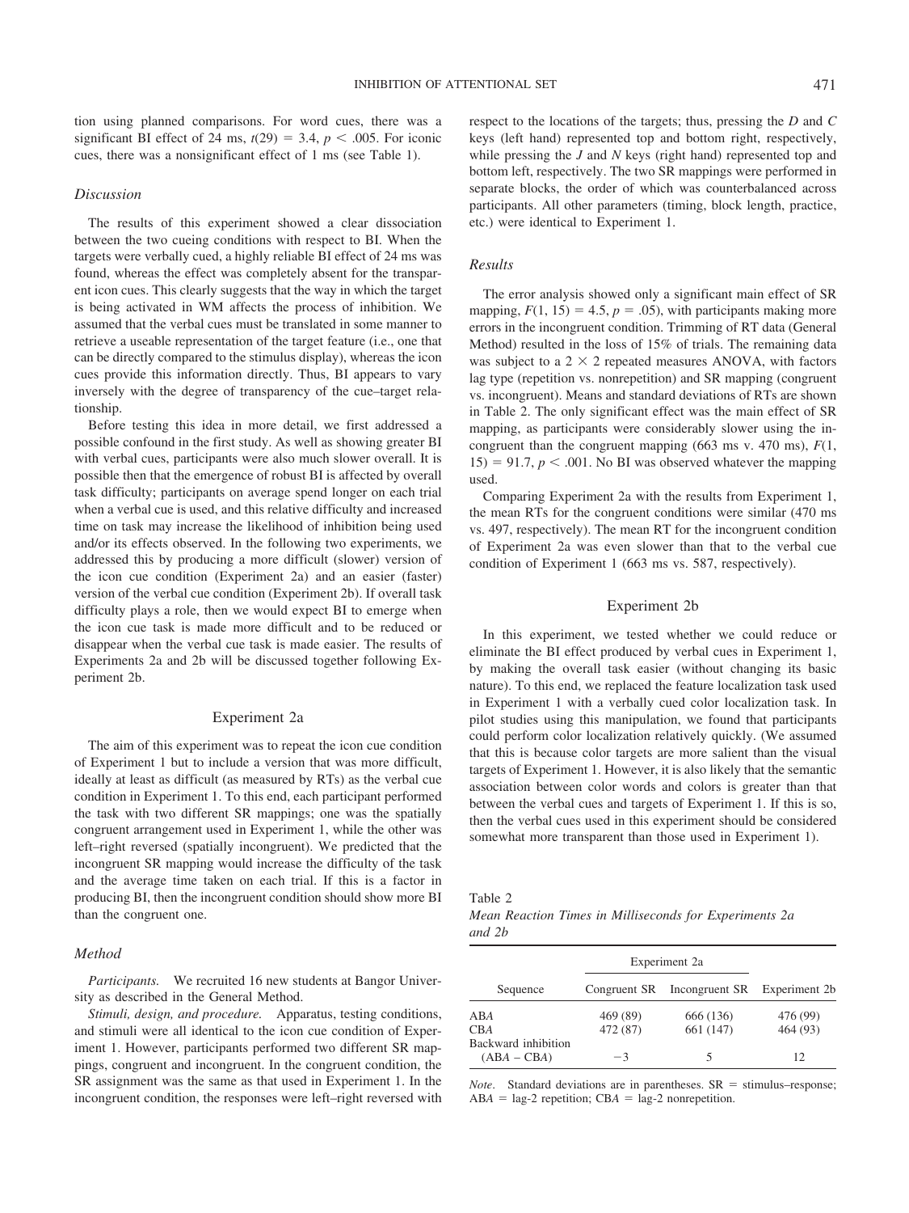tion using planned comparisons. For word cues, there was a significant BI effect of 24 ms, $t(29) = 3.4$, $p < .005$. For iconic cues, there was a nonsignificant effect of 1 ms (see Table 1).

### Discussion

The results of this experiment showed a clear dissociation between the two cueing conditions with respect to BI. When the targets were verbally cued, a highly reliable BI effect of 24 ms was found, whereas the effect was completely absent for the transparent icon cues. This clearly suggests that the way in which the target is being activated in WM affects the process of inhibition. We assumed that the verbal cues must be translated in some manner to retrieve a useable representation of the target feature (i.e., one that can be directly compared to the stimulus display), whereas the icon cues provide this information directly. Thus, BI appears to vary inversely with the degree of transparency of the cue–target relationship.

Before testing this idea in more detail, we first addressed a possible confound in the first study. As well as showing greater BI with verbal cues, participants were also much slower overall. It is possible then that the emergence of robust BI is affected by overall task difficulty; participants on average spend longer on each trial when a verbal cue is used, and this relative difficulty and increased time on task may increase the likelihood of inhibition being used and/or its effects observed. In the following two experiments, we addressed this by producing a more difficult (slower) version of the icon cue condition (Experiment 2a) and an easier (faster) version of the verbal cue condition (Experiment 2b). If overall task difficulty plays a role, then we would expect BI to emerge when the icon cue task is made more difficult and to be reduced or disappear when the verbal cue task is made easier. The results of Experiments 2a and 2b will be discussed together following Experiment 2b.

## Experiment 2a

The aim of this experiment was to repeat the icon cue condition of Experiment 1 but to include a version that was more difficult, ideally at least as difficult (as measured by RTs) as the verbal cue condition in Experiment 1. To this end, each participant performed the task with two different SR mappings; one was the spatially congruent arrangement used in Experiment 1, while the other was left–right reversed (spatially incongruent). We predicted that the incongruent SR mapping would increase the difficulty of the task and the average time taken on each trial. If this is a factor in producing BI, then the incongruent condition should show more BI than the congruent one.

### Method

*Participants.* We recruited 16 new students at Bangor University as described in the General Method.

*Stimuli, design, and procedure.* Apparatus, testing conditions, and stimuli were all identical to the icon cue condition of Experiment 1. However, participants performed two different SR mappings, congruent and incongruent. In the congruent condition, the SR assignment was the same as that used in Experiment 1. In the incongruent condition, the responses were left–right reversed with respect to the locations of the targets; thus, pressing the *D* and *C* keys (left hand) represented top and bottom right, respectively, while pressing the *J* and *N* keys (right hand) represented top and bottom left, respectively. The two SR mappings were performed in separate blocks, the order of which was counterbalanced across participants. All other parameters (timing, block length, practice, etc.) were identical to Experiment 1.

### Results

The error analysis showed only a significant main effect of SR mapping, $F(1, 15) = 4.5$, $p = .05$), with participants making more errors in the incongruent condition. Trimming of RT data (General Method) resulted in the loss of 15% of trials. The remaining data was subject to a 2 × 2 repeated measures ANOVA, with factors lag type (repetition vs. nonrepetition) and SR mapping (congruent vs. incongruent). Means and standard deviations of RTs are shown in Table 2. The only significant effect was the main effect of SR mapping, as participants were considerably slower using the incongruent than the congruent mapping (663 ms v. 470 ms), $F(1, 15) = 91.7$, $p < .001$. No BI was observed whatever the mapping used.

Comparing Experiment 2a with the results from Experiment 1, the mean RTs for the congruent conditions were similar (470 ms vs. 497, respectively). The mean RT for the incongruent condition of Experiment 2a was even slower than that to the verbal cue condition of Experiment 1 (663 ms vs. 587, respectively).

## Experiment 2b

In this experiment, we tested whether we could reduce or eliminate the BI effect produced by verbal cues in Experiment 1, by making the overall task easier (without changing its basic nature). To this end, we replaced the feature localization task used in Experiment 1 with a verbally cued color localization task. In pilot studies using this manipulation, we found that participants could perform color localization relatively quickly. (We assumed that this is because color targets are more salient than the visual targets of Experiment 1. However, it is also likely that the semantic association between color words and colors is greater than that between the verbal cues and targets of Experiment 1. If this is so, then the verbal cues used in this experiment should be considered somewhat more transparent than those used in Experiment 1).

Table 2
*Mean Reaction Times in Milliseconds for Experiments 2a and 2b*

| Sequence | Experiment 2a | | |
|---|---|---|---|
| | Congruent SR | Incongruent SR | Experiment 2b |
| AB*A* | 469 (89) | 666 (136) | 476 (99) |
| CB*A* | 472 (87) | 661 (147) | 464 (93) |
| Backward inhibition (AB*A* – CB*A*) | −3 | 5 | 12 |

*Note*. Standard deviations are in parentheses. SR = stimulus–response; AB*A* = lag-2 repetition; CB*A* = lag-2 nonrepetition.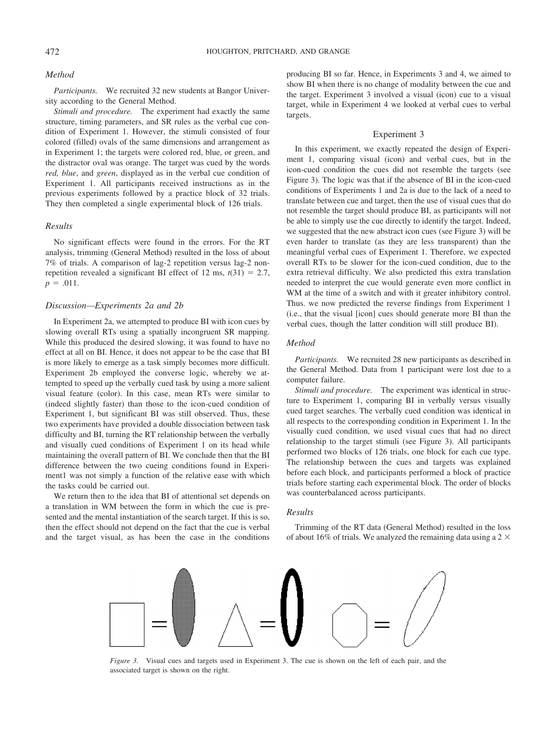### Method

*Participants.* We recruited 32 new students at Bangor University according to the General Method.

*Stimuli and procedure.* The experiment had exactly the same structure, timing parameters, and SR rules as the verbal cue condition of Experiment 1. However, the stimuli consisted of four colored (filled) ovals of the same dimensions and arrangement as in Experiment 1; the targets were colored red, blue, or green, and the distractor oval was orange. The target was cued by the words *red, blue*, and *green*, displayed as in the verbal cue condition of Experiment 1. All participants received instructions as in the previous experiments followed by a practice block of 32 trials. They then completed a single experimental block of 126 trials.

### Results

No significant effects were found in the errors. For the RT analysis, trimming (General Method) resulted in the loss of about 7% of trials. A comparison of lag-2 repetition versus lag-2 nonrepetition revealed a significant BI effect of 12 ms, $t(31) = 2.7$, $p = .011$.

### Discussion—Experiments 2a and 2b

In Experiment 2a, we attempted to produce BI with icon cues by slowing overall RTs using a spatially incongruent SR mapping. While this produced the desired slowing, it was found to have no effect at all on BI. Hence, it does not appear to be the case that BI is more likely to emerge as a task simply becomes more difficult. Experiment 2b employed the converse logic, whereby we attempted to speed up the verbally cued task by using a more salient visual feature (color). In this case, mean RTs were similar to (indeed slightly faster) than those to the icon-cued condition of Experiment 1, but significant BI was still observed. Thus, these two experiments have provided a double dissociation between task difficulty and BI, turning the RT relationship between the verbally and visually cued conditions of Experiment 1 on its head while maintaining the overall pattern of BI. We conclude then that the BI difference between the two cueing conditions found in Experiment1 was not simply a function of the relative ease with which the tasks could be carried out.

We return then to the idea that BI of attentional set depends on a translation in WM between the form in which the cue is presented and the mental instantiation of the search target. If this is so, then the effect should not depend on the fact that the cue is verbal and the target visual, as has been the case in the conditions producing BI so far. Hence, in Experiments 3 and 4, we aimed to show BI when there is no change of modality between the cue and the target. Experiment 3 involved a visual (icon) cue to a visual target, while in Experiment 4 we looked at verbal cues to verbal targets.

## Experiment 3

In this experiment, we exactly repeated the design of Experiment 1, comparing visual (icon) and verbal cues, but in the icon-cued condition the cues did not resemble the targets (see Figure 3). The logic was that if the absence of BI in the icon-cued conditions of Experiments 1 and 2a is due to the lack of a need to translate between cue and target, then the use of visual cues that do not resemble the target should produce BI, as participants will not be able to simply use the cue directly to identify the target. Indeed, we suggested that the new abstract icon cues (see Figure 3) will be even harder to translate (as they are less transparent) than the meaningful verbal cues of Experiment 1. Therefore, we expected overall RTs to be slower for the icon-cued condition, due to the extra retrieval difficulty. We also predicted this extra translation needed to interpret the cue would generate even more conflict in WM at the time of a switch and with it greater inhibitory control. Thus. we now predicted the reverse findings from Experiment 1 (i.e., that the visual [icon] cues should generate more BI than the verbal cues, though the latter condition will still produce BI).

### Method

*Participants.* We recruited 28 new participants as described in the General Method. Data from 1 participant were lost due to a computer failure.

*Stimuli and procedure.* The experiment was identical in structure to Experiment 1, comparing BI in verbally versus visually cued target searches. The verbally cued condition was identical in all respects to the corresponding condition in Experiment 1. In the visually cued condition, we used visual cues that had no direct relationship to the target stimuli (see Figure 3). All participants performed two blocks of 126 trials, one block for each cue type. The relationship between the cues and targets was explained before each block, and participants performed a block of practice trials before starting each experimental block. The order of blocks was counterbalanced across participants.

### Results

Trimming of the RT data (General Method) resulted in the loss of about 16% of trials. We analyzed the remaining data using a 2 ×

*Figure 3.* Visual cues and targets used in Experiment 3. The cue is shown on the left of each pair, and the associated target is shown on the right.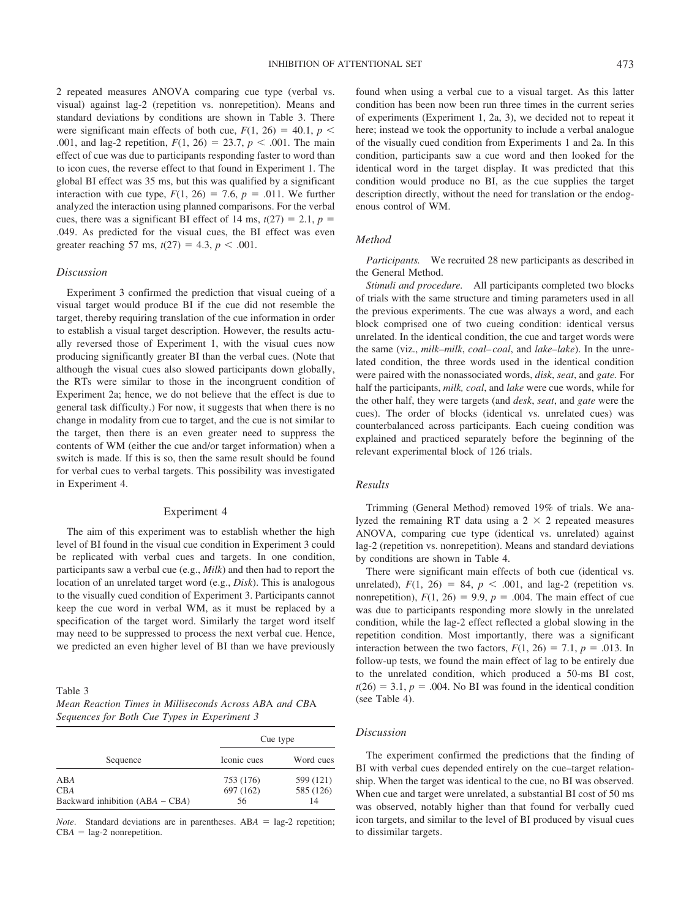2 repeated measures ANOVA comparing cue type (verbal vs. visual) against lag-2 (repetition vs. nonrepetition). Means and standard deviations by conditions are shown in Table 3. There were significant main effects of both cue, $F(1, 26) = 40.1$, $p < .001$, and lag-2 repetition, $F(1, 26) = 23.7$, $p < .001$. The main effect of cue was due to participants responding faster to word than to icon cues, the reverse effect to that found in Experiment 1. The global BI effect was 35 ms, but this was qualified by a significant interaction with cue type, $F(1, 26) = 7.6$, $p = .011$. We further analyzed the interaction using planned comparisons. For the verbal cues, there was a significant BI effect of 14 ms, $t(27) = 2.1$, $p = .049$. As predicted for the visual cues, the BI effect was even greater reaching 57 ms, $t(27) = 4.3$, $p < .001$.

### Discussion

Experiment 3 confirmed the prediction that visual cueing of a visual target would produce BI if the cue did not resemble the target, thereby requiring translation of the cue information in order to establish a visual target description. However, the results actually reversed those of Experiment 1, with the visual cues now producing significantly greater BI than the verbal cues. (Note that although the visual cues also slowed participants down globally, the RTs were similar to those in the incongruent condition of Experiment 2a; hence, we do not believe that the effect is due to general task difficulty.) For now, it suggests that when there is no change in modality from cue to target, and the cue is not similar to the target, then there is an even greater need to suppress the contents of WM (either the cue and/or target information) when a switch is made. If this is so, then the same result should be found for verbal cues to verbal targets. This possibility was investigated in Experiment 4.

## Experiment 4

The aim of this experiment was to establish whether the high level of BI found in the visual cue condition in Experiment 3 could be replicated with verbal cues and targets. In one condition, participants saw a verbal cue (e.g., *Milk*) and then had to report the location of an unrelated target word (e.g., *Disk*). This is analogous to the visually cued condition of Experiment 3. Participants cannot keep the cue word in verbal WM, as it must be replaced by a specification of the target word. Similarly the target word itself may need to be suppressed to process the next verbal cue. Hence, we predicted an even higher level of BI than we have previously found when using a verbal cue to a visual target. As this latter condition has been now been run three times in the current series of experiments (Experiment 1, 2a, 3), we decided not to repeat it here; instead we took the opportunity to include a verbal analogue of the visually cued condition from Experiments 1 and 2a. In this condition, participants saw a cue word and then looked for the identical word in the target display. It was predicted that this condition would produce no BI, as the cue supplies the target description directly, without the need for translation or the endogenous control of WM.

### Method

*Participants.* We recruited 28 new participants as described in the General Method.

*Stimuli and procedure.* All participants completed two blocks of trials with the same structure and timing parameters used in all the previous experiments. The cue was always a word, and each block comprised one of two cueing condition: identical versus unrelated. In the identical condition, the cue and target words were the same (viz., *milk–milk*, *coal–coal*, and *lake–lake*). In the unrelated condition, the three words used in the identical condition were paired with the nonassociated words, *disk*, *seat*, and *gate.* For half the participants, *milk, coal*, and *lake* were cue words, while for the other half, they were targets (and *desk*, *seat*, and *gate* were the cues). The order of blocks (identical vs. unrelated cues) was counterbalanced across participants. Each cueing condition was explained and practiced separately before the beginning of the relevant experimental block of 126 trials.

### Results

Trimming (General Method) removed 19% of trials. We analyzed the remaining RT data using a 2 × 2 repeated measures ANOVA, comparing cue type (identical vs. unrelated) against lag-2 (repetition vs. nonrepetition). Means and standard deviations by conditions are shown in Table 4.

There were significant main effects of both cue (identical vs. unrelated), $F(1, 26) = 84$, $p < .001$, and lag-2 (repetition vs. nonrepetition), $F(1, 26) = 9.9$, $p = .004$. The main effect of cue was due to participants responding more slowly in the unrelated condition, while the lag-2 effect reflected a global slowing in the repetition condition. Most importantly, there was a significant interaction between the two factors, $F(1, 26) = 7.1$, $p = .013$. In follow-up tests, we found the main effect of lag to be entirely due to the unrelated condition, which produced a 50-ms BI cost, $t(26) = 3.1$, $p = .004$. No BI was found in the identical condition (see Table 4).

### Discussion

The experiment confirmed the predictions that the finding of BI with verbal cues depended entirely on the cue–target relationship. When the target was identical to the cue, no BI was observed. When cue and target were unrelated, a substantial BI cost of 50 ms was observed, notably higher than that found for verbally cued icon targets, and similar to the level of BI produced by visual cues to dissimilar targets.

Table 3
*Mean Reaction Times in Milliseconds Across ABA and CBA Sequences for Both Cue Types in Experiment 3*

| Sequence | Cue type | |
|---|---|---|
| | Iconic cues | Word cues |
| ABA | 753 (176) | 599 (121) |
| CBA | 697 (162) | 585 (126) |
| Backward inhibition (ABA − CBA) | 56 | 14 |

*Note*. Standard deviations are in parentheses. ABA = lag-2 repetition; CBA = lag-2 nonrepetition.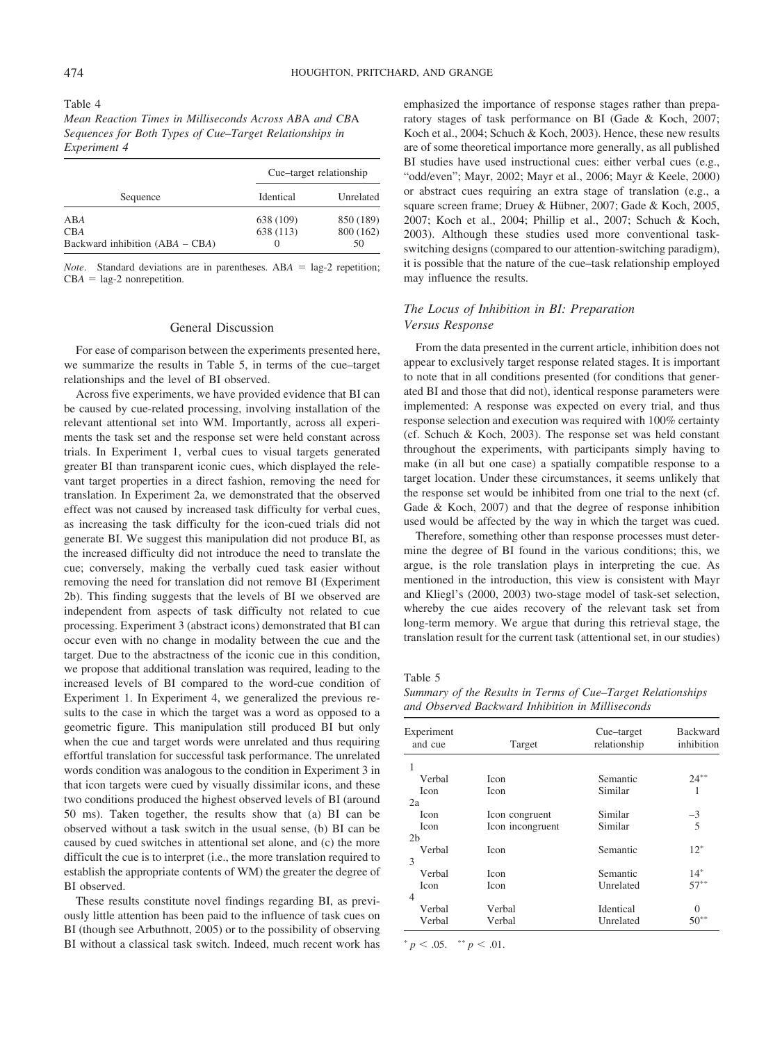Table 4

*Mean Reaction Times in Milliseconds Across ABA and CBA Sequences for Both Types of Cue–Target Relationships in Experiment 4*

| Sequence | Cue–target relationship | |
|---|---|---|
| | Identical | Unrelated |
| ABA | 638 (109) | 850 (189) |
| CBA | 638 (113) | 800 (162) |
| Backward inhibition (ABA − CBA) | 0 | 50 |

*Note*. Standard deviations are in parentheses. ABA = lag-2 repetition; CBA = lag-2 nonrepetition.

## General Discussion

For ease of comparison between the experiments presented here, we summarize the results in Table 5, in terms of the cue–target relationships and the level of BI observed.

Across five experiments, we have provided evidence that BI can be caused by cue-related processing, involving installation of the relevant attentional set into WM. Importantly, across all experiments the task set and the response set were held constant across trials. In Experiment 1, verbal cues to visual targets generated greater BI than transparent iconic cues, which displayed the relevant target properties in a direct fashion, removing the need for translation. In Experiment 2a, we demonstrated that the observed effect was not caused by increased task difficulty for verbal cues, as increasing the task difficulty for the icon-cued trials did not generate BI. We suggest this manipulation did not produce BI, as the increased difficulty did not introduce the need to translate the cue; conversely, making the verbally cued task easier without removing the need for translation did not remove BI (Experiment 2b). This finding suggests that the levels of BI we observed are independent from aspects of task difficulty not related to cue processing. Experiment 3 (abstract icons) demonstrated that BI can occur even with no change in modality between the cue and the target. Due to the abstractness of the iconic cue in this condition, we propose that additional translation was required, leading to the increased levels of BI compared to the word-cue condition of Experiment 1. In Experiment 4, we generalized the previous results to the case in which the target was a word as opposed to a geometric figure. This manipulation still produced BI but only when the cue and target words were unrelated and thus requiring effortful translation for successful task performance. The unrelated words condition was analogous to the condition in Experiment 3 in that icon targets were cued by visually dissimilar icons, and these two conditions produced the highest observed levels of BI (around 50 ms). Taken together, the results show that (a) BI can be observed without a task switch in the usual sense, (b) BI can be caused by cued switches in attentional set alone, and (c) the more difficult the cue is to interpret (i.e., the more translation required to establish the appropriate contents of WM) the greater the degree of BI observed.

These results constitute novel findings regarding BI, as previously little attention has been paid to the influence of task cues on BI (though see Arbuthnott, 2005) or to the possibility of observing BI without a classical task switch. Indeed, much recent work has emphasized the importance of response stages rather than preparatory stages of task performance on BI (Gade & Koch, 2007; Koch et al., 2004; Schuch & Koch, 2003). Hence, these new results are of some theoretical importance more generally, as all published BI studies have used instructional cues: either verbal cues (e.g., "odd/even"; Mayr, 2002; Mayr et al., 2006; Mayr & Keele, 2000) or abstract cues requiring an extra stage of translation (e.g., a square screen frame; Druey & Hübner, 2007; Gade & Koch, 2005, 2007; Koch et al., 2004; Phillip et al., 2007; Schuch & Koch, 2003). Although these studies used more conventional task-switching designs (compared to our attention-switching paradigm), it is possible that the nature of the cue–task relationship employed may influence the results.

### The Locus of Inhibition in BI: Preparation Versus Response

From the data presented in the current article, inhibition does not appear to exclusively target response related stages. It is important to note that in all conditions presented (for conditions that generated BI and those that did not), identical response parameters were implemented: A response was expected on every trial, and thus response selection and execution was required with 100% certainty (cf. Schuch & Koch, 2003). The response set was held constant throughout the experiments, with participants simply having to make (in all but one case) a spatially compatible response to a target location. Under these circumstances, it seems unlikely that the response set would be inhibited from one trial to the next (cf. Gade & Koch, 2007) and that the degree of response inhibition used would be affected by the way in which the target was cued.

Therefore, something other than response processes must determine the degree of BI found in the various conditions; this, we argue, is the role translation plays in interpreting the cue. As mentioned in the introduction, this view is consistent with Mayr and Kliegl's (2000, 2003) two-stage model of task-set selection, whereby the cue aides recovery of the relevant task set from long-term memory. We argue that during this retrieval stage, the translation result for the current task (attentional set, in our studies)

Table 5

*Summary of the Results in Terms of Cue–Target Relationships and Observed Backward Inhibition in Milliseconds*

| Experiment and cue | Target | Cue–target relationship | Backward inhibition |
|---|---|---|---|
| 1 | | | |
| Verbal | Icon | Semantic | 24** |
| Icon | Icon | Similar | 1 |
| 2a | | | |
| Icon | Icon congruent | Similar | −3 |
| Icon | Icon incongruent | Similar | 5 |
| 2b | | | |
| Verbal | Icon | Semantic | 12* |
| 3 | | | |
| Verbal | Icon | Semantic | 14* |
| Icon | Icon | Unrelated | 57** |
| 4 | | | |
| Verbal | Verbal | Identical | 0 |
| Verbal | Verbal | Unrelated | 50** |

* $p < .05$. ** $p < .01$.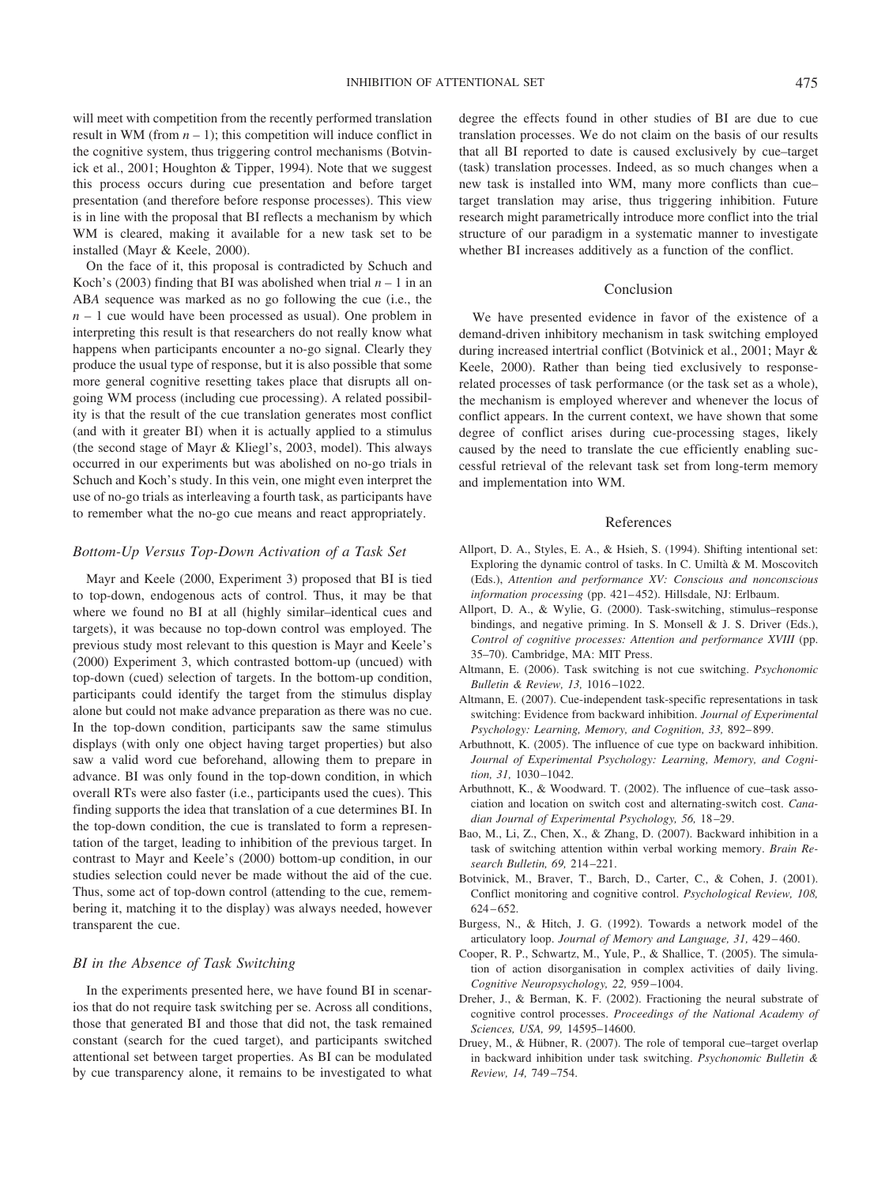will meet with competition from the recently performed translation result in WM (from $n - 1$); this competition will induce conflict in the cognitive system, thus triggering control mechanisms (Botvinick et al., 2001; Houghton & Tipper, 1994). Note that we suggest this process occurs during cue presentation and before target presentation (and therefore before response processes). This view is in line with the proposal that BI reflects a mechanism by which WM is cleared, making it available for a new task set to be installed (Mayr & Keele, 2000).

On the face of it, this proposal is contradicted by Schuch and Koch's (2003) finding that BI was abolished when trial $n - 1$ in an AB*A* sequence was marked as no go following the cue (i.e., the $n - 1$ cue would have been processed as usual). One problem in interpreting this result is that researchers do not really know what happens when participants encounter a no-go signal. Clearly they produce the usual type of response, but it is also possible that some more general cognitive resetting takes place that disrupts all ongoing WM process (including cue processing). A related possibility is that the result of the cue translation generates most conflict (and with it greater BI) when it is actually applied to a stimulus (the second stage of Mayr & Kliegl's, 2003, model). This always occurred in our experiments but was abolished on no-go trials in Schuch and Koch's study. In this vein, one might even interpret the use of no-go trials as interleaving a fourth task, as participants have to remember what the no-go cue means and react appropriately.

### *Bottom-Up Versus Top-Down Activation of a Task Set*

Mayr and Keele (2000, Experiment 3) proposed that BI is tied to top-down, endogenous acts of control. Thus, it may be that where we found no BI at all (highly similar–identical cues and targets), it was because no top-down control was employed. The previous study most relevant to this question is Mayr and Keele's (2000) Experiment 3, which contrasted bottom-up (uncued) with top-down (cued) selection of targets. In the bottom-up condition, participants could identify the target from the stimulus display alone but could not make advance preparation as there was no cue. In the top-down condition, participants saw the same stimulus displays (with only one object having target properties) but also saw a valid word cue beforehand, allowing them to prepare in advance. BI was only found in the top-down condition, in which overall RTs were also faster (i.e., participants used the cues). This finding supports the idea that translation of a cue determines BI. In the top-down condition, the cue is translated to form a representation of the target, leading to inhibition of the previous target. In contrast to Mayr and Keele's (2000) bottom-up condition, in our studies selection could never be made without the aid of the cue. Thus, some act of top-down control (attending to the cue, remembering it, matching it to the display) was always needed, however transparent the cue.

### *BI in the Absence of Task Switching*

In the experiments presented here, we have found BI in scenarios that do not require task switching per se. Across all conditions, those that generated BI and those that did not, the task remained constant (search for the cued target), and participants switched attentional set between target properties. As BI can be modulated by cue transparency alone, it remains to be investigated to what degree the effects found in other studies of BI are due to cue translation processes. We do not claim on the basis of our results that all BI reported to date is caused exclusively by cue–target (task) translation processes. Indeed, as so much changes when a new task is installed into WM, many more conflicts than cue–target translation may arise, thus triggering inhibition. Future research might parametrically introduce more conflict into the trial structure of our paradigm in a systematic manner to investigate whether BI increases additively as a function of the conflict.

## Conclusion

We have presented evidence in favor of the existence of a demand-driven inhibitory mechanism in task switching employed during increased intertrial conflict (Botvinick et al., 2001; Mayr & Keele, 2000). Rather than being tied exclusively to response-related processes of task performance (or the task set as a whole), the mechanism is employed wherever and whenever the locus of conflict appears. In the current context, we have shown that some degree of conflict arises during cue-processing stages, likely caused by the need to translate the cue efficiently enabling successful retrieval of the relevant task set from long-term memory and implementation into WM.

## References

Allport, D. A., Styles, E. A., & Hsieh, S. (1994). Shifting intentional set: Exploring the dynamic control of tasks. In C. Umiltà & M. Moscovitch (Eds.), *Attention and performance XV: Conscious and nonconscious information processing* (pp. 421–452). Hillsdale, NJ: Erlbaum.

Allport, D. A., & Wylie, G. (2000). Task-switching, stimulus–response bindings, and negative priming. In S. Monsell & J. S. Driver (Eds.), *Control of cognitive processes: Attention and performance XVIII* (pp. 35–70). Cambridge, MA: MIT Press.

Altmann, E. (2006). Task switching is not cue switching. *Psychonomic Bulletin & Review, 13,* 1016–1022.

Altmann, E. (2007). Cue-independent task-specific representations in task switching: Evidence from backward inhibition. *Journal of Experimental Psychology: Learning, Memory, and Cognition, 33,* 892–899.

Arbuthnott, K. (2005). The influence of cue type on backward inhibition. *Journal of Experimental Psychology: Learning, Memory, and Cognition, 31,* 1030–1042.

Arbuthnott, K., & Woodward. T. (2002). The influence of cue–task association and location on switch cost and alternating-switch cost. *Canadian Journal of Experimental Psychology, 56,* 18–29.

Bao, M., Li, Z., Chen, X., & Zhang, D. (2007). Backward inhibition in a task of switching attention within verbal working memory. *Brain Research Bulletin, 69,* 214–221.

Botvinick, M., Braver, T., Barch, D., Carter, C., & Cohen, J. (2001). Conflict monitoring and cognitive control. *Psychological Review, 108,* 624–652.

Burgess, N., & Hitch, J. G. (1992). Towards a network model of the articulatory loop. *Journal of Memory and Language, 31,* 429–460.

Cooper, R. P., Schwartz, M., Yule, P., & Shallice, T. (2005). The simulation of action disorganisation in complex activities of daily living. *Cognitive Neuropsychology, 22,* 959–1004.

Dreher, J., & Berman, K. F. (2002). Fractioning the neural substrate of cognitive control processes. *Proceedings of the National Academy of Sciences, USA, 99,* 14595–14600.

Druey, M., & Hübner, R. (2007). The role of temporal cue–target overlap in backward inhibition under task switching. *Psychonomic Bulletin & Review, 14,* 749–754.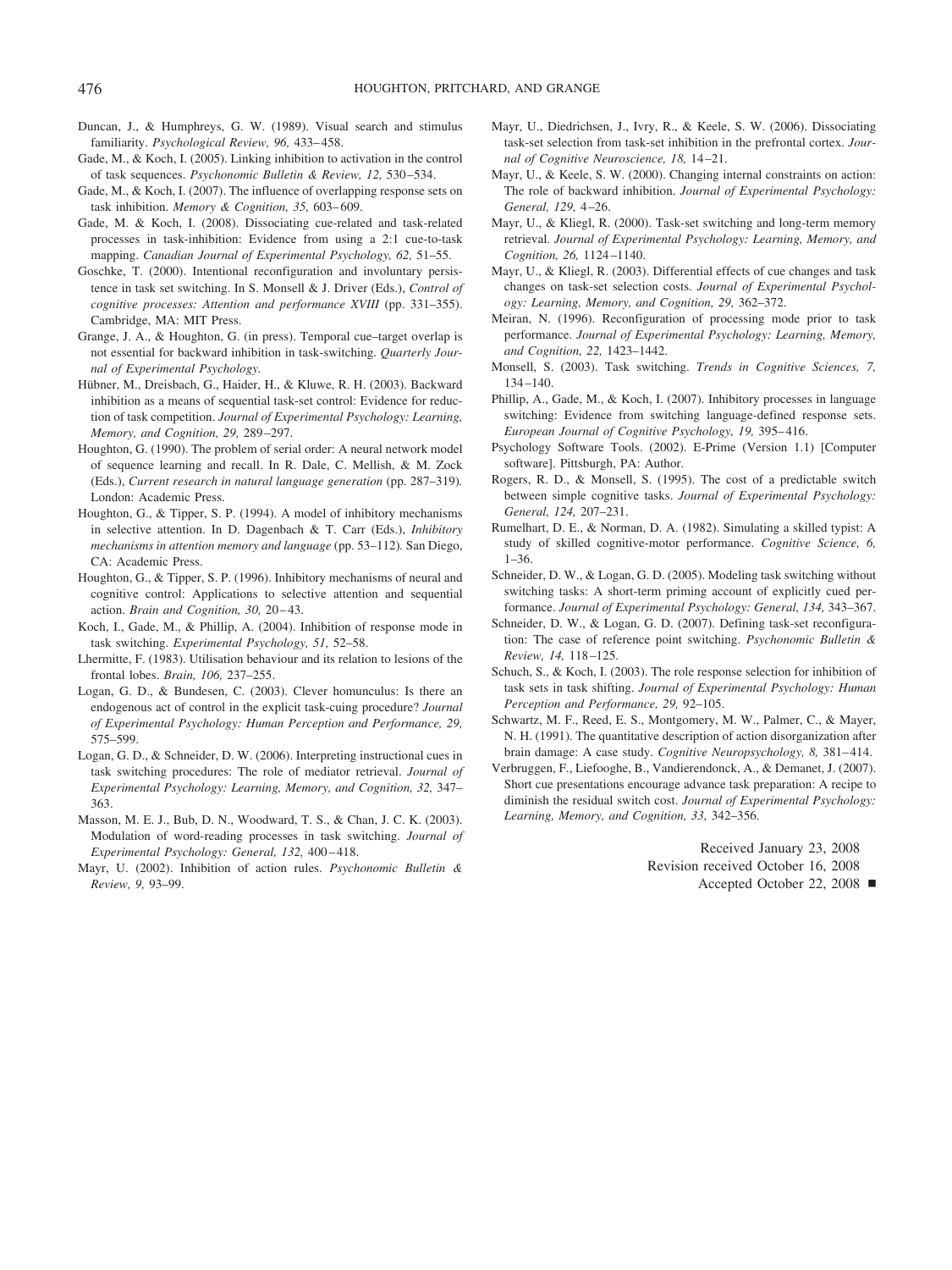Duncan, J., & Humphreys, G. W. (1989). Visual search and stimulus familiarity. *Psychological Review, 96,* 433–458.

Gade, M., & Koch, I. (2005). Linking inhibition to activation in the control of task sequences. *Psychonomic Bulletin & Review, 12,* 530–534.

Gade, M., & Koch, I. (2007). The influence of overlapping response sets on task inhibition. *Memory & Cognition, 35,* 603–609.

Gade, M. & Koch, I. (2008). Dissociating cue-related and task-related processes in task-inhibition: Evidence from using a 2:1 cue-to-task mapping. *Canadian Journal of Experimental Psychology, 62,* 51–55.

Goschke, T. (2000). Intentional reconfiguration and involuntary persistence in task set switching. In S. Monsell & J. Driver (Eds.), *Control of cognitive processes: Attention and performance XVIII* (pp. 331–355). Cambridge, MA: MIT Press.

Grange, J. A., & Houghton, G. (in press). Temporal cue–target overlap is not essential for backward inhibition in task-switching. *Quarterly Journal of Experimental Psychology.*

Hübner, M., Dreisbach, G., Haider, H., & Kluwe, R. H. (2003). Backward inhibition as a means of sequential task-set control: Evidence for reduction of task competition. *Journal of Experimental Psychology: Learning, Memory, and Cognition, 29,* 289–297.

Houghton, G. (1990). The problem of serial order: A neural network model of sequence learning and recall. In R. Dale, C. Mellish, & M. Zock (Eds.), *Current research in natural language generation* (pp. 287–319). London: Academic Press.

Houghton, G., & Tipper, S. P. (1994). A model of inhibitory mechanisms in selective attention. In D. Dagenbach & T. Carr (Eds.), *Inhibitory mechanisms in attention memory and language* (pp. 53–112). San Diego, CA: Academic Press.

Houghton, G., & Tipper, S. P. (1996). Inhibitory mechanisms of neural and cognitive control: Applications to selective attention and sequential action. *Brain and Cognition, 30,* 20–43.

Koch, I., Gade, M., & Phillip, A. (2004). Inhibition of response mode in task switching. *Experimental Psychology, 51,* 52–58.

Lhermitte, F. (1983). Utilisation behaviour and its relation to lesions of the frontal lobes. *Brain, 106,* 237–255.

Logan, G. D., & Bundesen, C. (2003). Clever homunculus: Is there an endogenous act of control in the explicit task-cuing procedure? *Journal of Experimental Psychology: Human Perception and Performance, 29,* 575–599.

Logan, G. D., & Schneider, D. W. (2006). Interpreting instructional cues in task switching procedures: The role of mediator retrieval. *Journal of Experimental Psychology: Learning, Memory, and Cognition, 32,* 347–363.

Masson, M. E. J., Bub, D. N., Woodward, T. S., & Chan, J. C. K. (2003). Modulation of word-reading processes in task switching. *Journal of Experimental Psychology: General, 132,* 400–418.

Mayr, U. (2002). Inhibition of action rules. *Psychonomic Bulletin & Review, 9,* 93–99.

Mayr, U., Diedrichsen, J., Ivry, R., & Keele, S. W. (2006). Dissociating task-set selection from task-set inhibition in the prefrontal cortex. *Journal of Cognitive Neuroscience, 18,* 14–21.

Mayr, U., & Keele, S. W. (2000). Changing internal constraints on action: The role of backward inhibition. *Journal of Experimental Psychology: General, 129,* 4–26.

Mayr, U., & Kliegl, R. (2000). Task-set switching and long-term memory retrieval. *Journal of Experimental Psychology: Learning, Memory, and Cognition, 26,* 1124–1140.

Mayr, U., & Kliegl, R. (2003). Differential effects of cue changes and task changes on task-set selection costs. *Journal of Experimental Psychology: Learning, Memory, and Cognition, 29,* 362–372.

Meiran, N. (1996). Reconfiguration of processing mode prior to task performance. *Journal of Experimental Psychology: Learning, Memory, and Cognition, 22,* 1423–1442.

Monsell, S. (2003). Task switching. *Trends in Cognitive Sciences, 7,* 134–140.

Phillip, A., Gade, M., & Koch, I. (2007). Inhibitory processes in language switching: Evidence from switching language-defined response sets. *European Journal of Cognitive Psychology, 19,* 395–416.

Psychology Software Tools. (2002). E-Prime (Version 1.1) [Computer software]. Pittsburgh, PA: Author.

Rogers, R. D., & Monsell, S. (1995). The cost of a predictable switch between simple cognitive tasks. *Journal of Experimental Psychology: General, 124,* 207–231.

Rumelhart, D. E., & Norman, D. A. (1982). Simulating a skilled typist: A study of skilled cognitive-motor performance. *Cognitive Science, 6,* 1–36.

Schneider, D. W., & Logan, G. D. (2005). Modeling task switching without switching tasks: A short-term priming account of explicitly cued performance. *Journal of Experimental Psychology: General, 134,* 343–367.

Schneider, D. W., & Logan, G. D. (2007). Defining task-set reconfiguration: The case of reference point switching. *Psychonomic Bulletin & Review, 14,* 118–125.

Schuch, S., & Koch, I. (2003). The role response selection for inhibition of task sets in task shifting. *Journal of Experimental Psychology: Human Perception and Performance, 29,* 92–105.

Schwartz, M. F., Reed, E. S., Montgomery, M. W., Palmer, C., & Mayer, N. H. (1991). The quantitative description of action disorganization after brain damage: A case study. *Cognitive Neuropsychology, 8,* 381–414.

Verbruggen, F., Liefooghe, B., Vandierendonck, A., & Demanet, J. (2007). Short cue presentations encourage advance task preparation: A recipe to diminish the residual switch cost. *Journal of Experimental Psychology: Learning, Memory, and Cognition, 33,* 342–356.

Received January 23, 2008
Revision received October 16, 2008
Accepted October 22, 2008 ■